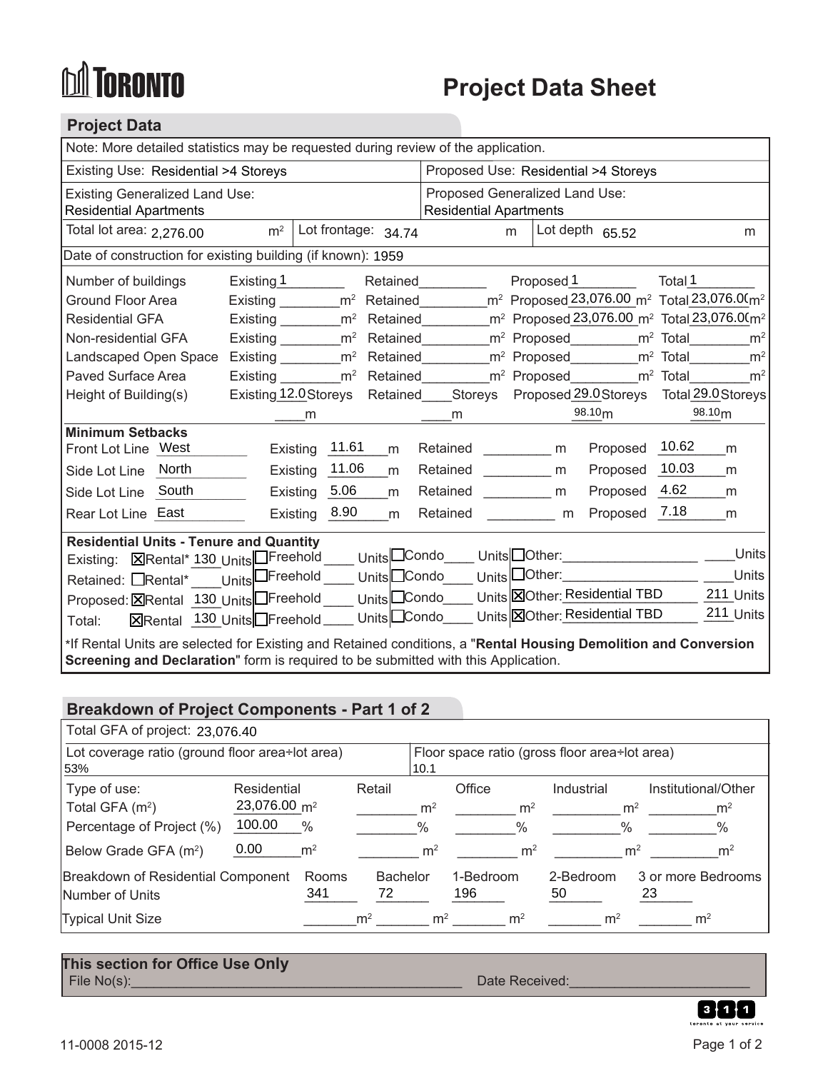# TORONTO

# Project Data Sheet

## Project Data

Note: More detailed statistics may be requested during review of the application.

| Existing Use: Residential >4 Storeys | Proposed Use: Residential >4 Storeys |
|---|---|
| Existing Generalized Land Use: Residential Apartments | Proposed Generalized Land Use: Residential Apartments |

| Total lot area: 2,276.00 m² | Lot frontage: 34.74 m | Lot depth 65.52 m |
|---|---|---|

Date of construction for existing building (if known): 1959

| | Existing | Retained | Proposed | Total |
|---|---|---|---|---|
| Number of buildings | 1 | | 1 | 1 |
| Ground Floor Area | m² | m² | 23,076.00 m² | 23,076.0( m² |
| Residential GFA | m² | m² | 23,076.00 m² | 23,076.0( m² |
| Non-residential GFA | m² | m² | m² | m² |
| Landscaped Open Space | m² | m² | m² | m² |
| Paved Surface Area | m² | m² | m² | m² |
| Height of Building(s) | 12.0 Storeys | Storeys | 29.0 Storeys | 29.0 Storeys |
| | m | m | 98.10 m | 98.10 m |

**Minimum Setbacks**

| | | Existing | Retained | Proposed |
|---|---|---|---|---|
| Front Lot Line | West | 11.61 m | m | 10.62 m |
| Side Lot Line | North | 11.06 m | m | 10.03 m |
| Side Lot Line | South | 5.06 m | m | 4.62 m |
| Rear Lot Line | East | 8.90 m | m | 7.18 m |

**Residential Units - Tenure and Quantity**

| | Rental | Freehold | Condo | Other |
|---|---|---|---|---|
| Existing: | ☒ Rental* 130 Units | ☐ Freehold ____ Units | ☐ Condo ____ Units | ☐ Other: ____ Units |
| Retained: | ☐ Rental* ____ Units | ☐ Freehold ____ Units | ☐ Condo ____ Units | ☐ Other: ____ Units |
| Proposed: | ☒ Rental 130 Units | ☐ Freehold ____ Units | ☐ Condo ____ Units | ☒ Other: Residential TBD 211 Units |
| Total: | ☒ Rental 130 Units | ☐ Freehold ____ Units | ☐ Condo ____ Units | ☒ Other: Residential TBD 211 Units |

*If Rental Units are selected for Existing and Retained conditions, a "**Rental Housing Demolition and Conversion Screening and Declaration**" form is required to be submitted with this Application.

## Breakdown of Project Components - Part 1 of 2

Total GFA of project: 23,076.40

| Lot coverage ratio (ground floor area÷lot area) | Floor space ratio (gross floor area÷lot area) |
|---|---|
| 53% | 10.1 |

| Type of use: | Residential | Retail | Office | Industrial | Institutional/Other |
|---|---|---|---|---|---|
| Total GFA (m²) | 23,076.00 m² | m² | m² | m² | m² |
| Percentage of Project (%) | 100.00 % | % | % | % | % |
| Below Grade GFA (m²) | 0.00 m² | m² | m² | m² | m² |

| Breakdown of Residential Component | Rooms | Bachelor | 1-Bedroom | 2-Bedroom | 3 or more Bedrooms |
|---|---|---|---|---|---|
| Number of Units | 341 | 72 | 196 | 50 | 23 |
| Typical Unit Size | m² | m² | m² | m² | m² |

**This section for Office Use Only**

File No(s):______ Date Received:______

11-0008 2015-12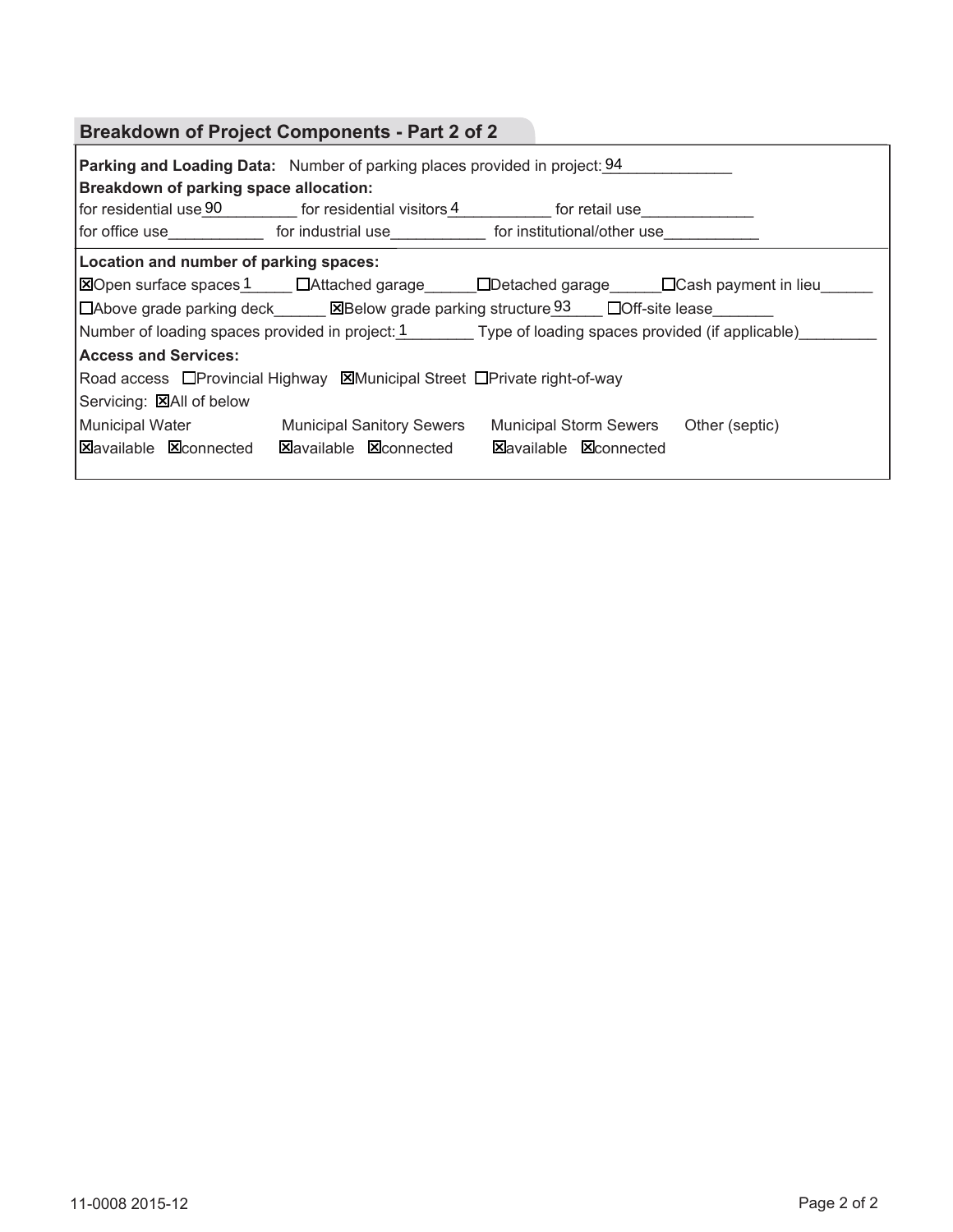## Breakdown of Project Components - Part 2 of 2

**Parking and Loading Data:** Number of parking places provided in project: 94

**Breakdown of parking space allocation:**

for residential use 90 for residential visitors 4 for retail use\_\_\_\_\_\_\_\_\_\_\_\_\_

for office use\_\_\_\_\_\_\_\_\_\_\_ for industrial use\_\_\_\_\_\_\_\_\_\_\_ for institutional/other use\_\_\_\_\_\_\_\_\_\_\_

**Location and number of parking spaces:**

☒Open surface spaces 1 ☐Attached garage\_\_\_\_\_\_ ☐Detached garage\_\_\_\_\_\_ ☐Cash payment in lieu\_\_\_\_\_\_

☐Above grade parking deck\_\_\_\_\_\_ ☒Below grade parking structure 93 ☐Off-site lease\_\_\_\_\_\_\_

Number of loading spaces provided in project: 1 Type of loading spaces provided (if applicable)\_\_\_\_\_\_\_\_\_

**Access and Services:**

Road access ☐Provincial Highway ☒Municipal Street ☐Private right-of-way

Servicing: ☒All of below

| Municipal Water | Municipal Sanitary Sewers | Municipal Storm Sewers | Other (septic) |
|---|---|---|---|
| ☒available ☒connected | ☒available ☒connected | ☒available ☒connected | |

11-0008 2015-12